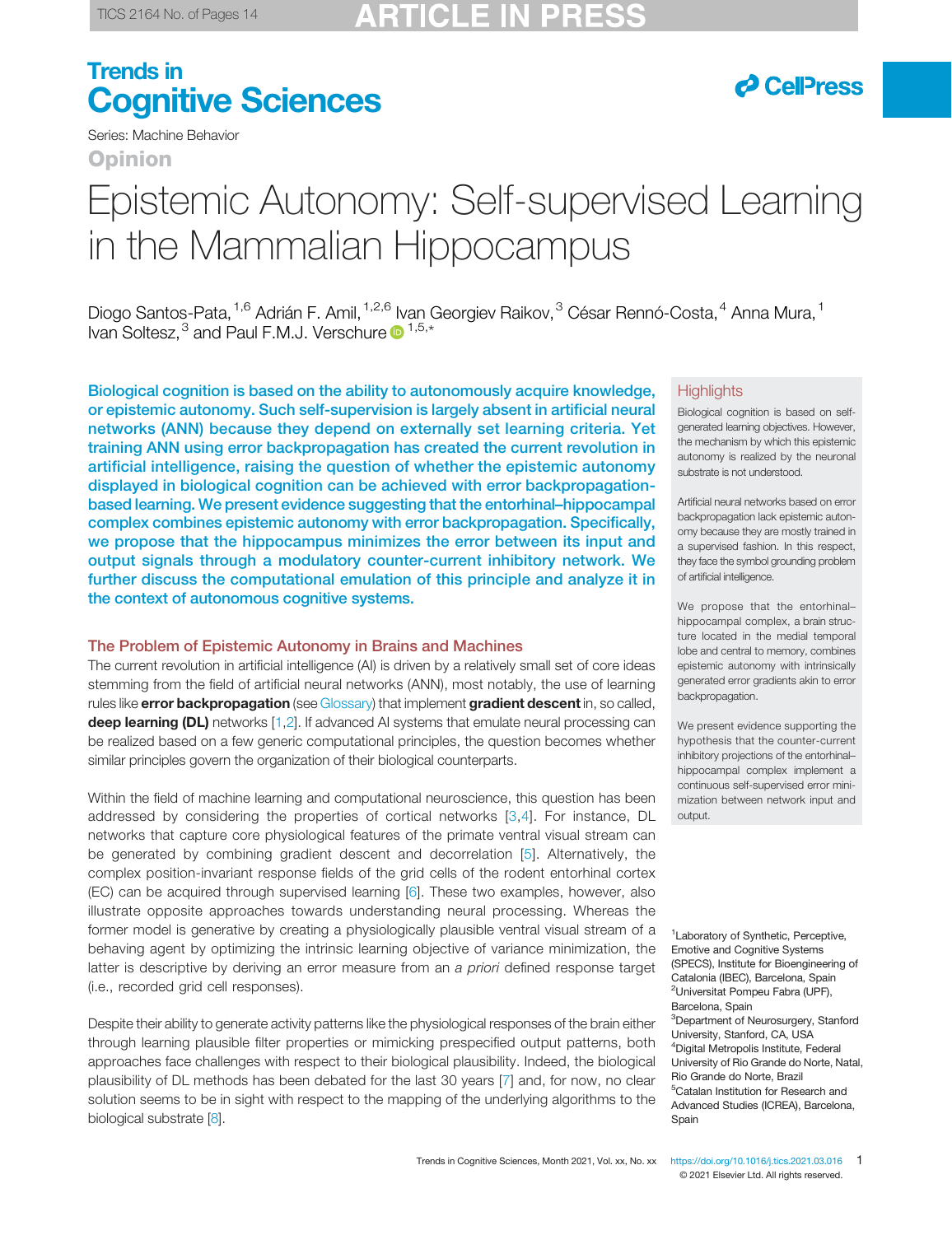Series: Machine Behavior

Opinion

# Epistemic Autonomy: Self-supervised Learning in the Mammalian Hippocampus

Diogo Santos-Pata,[1,6] Adrián F. Amil,[1,2,6] Ivan Georgiev Raikov,[3] César Rennó-Costa,[4] Anna Mura,[1] Ivan Soltesz,[3] and Paul F.M.J. Verschure[1,5,*]

**Biological cognition is based on the ability to autonomously acquire knowledge, or epistemic autonomy. Such self-supervision is largely absent in artificial neural networks (ANN) because they depend on externally set learning criteria. Yet training ANN using error backpropagation has created the current revolution in artificial intelligence, raising the question of whether the epistemic autonomy displayed in biological cognition can be achieved with error backpropagation-based learning. We present evidence suggesting that the entorhinal–hippocampal complex combines epistemic autonomy with error backpropagation. Specifically, we propose that the hippocampus minimizes the error between its input and output signals through a modulatory counter-current inhibitory network. We further discuss the computational emulation of this principle and analyze it in the context of autonomous cognitive systems.**

## Highlights

Biological cognition is based on self-generated learning objectives. However, the mechanism by which this epistemic autonomy is realized by the neuronal substrate is not understood.

Artificial neural networks based on error backpropagation lack epistemic autonomy because they are mostly trained in a supervised fashion. In this respect, they face the symbol grounding problem of artificial intelligence.

We propose that the entorhinal–hippocampal complex, a brain structure located in the medial temporal lobe and central to memory, combines epistemic autonomy with intrinsically generated error gradients akin to error backpropagation.

We present evidence supporting the hypothesis that the counter-current inhibitory projections of the entorhinal–hippocampal complex implement a continuous self-supervised error minimization between network input and output.

## The Problem of Epistemic Autonomy in Brains and Machines

The current revolution in artificial intelligence (AI) is driven by a relatively small set of core ideas stemming from the field of artificial neural networks (ANN), most notably, the use of learning rules like **error backpropagation** (see Glossary) that implement **gradient descent** in, so called, **deep learning (DL)** networks [1,2]. If advanced AI systems that emulate neural processing can be realized based on a few generic computational principles, the question becomes whether similar principles govern the organization of their biological counterparts.

Within the field of machine learning and computational neuroscience, this question has been addressed by considering the properties of cortical networks [3,4]. For instance, DL networks that capture core physiological features of the primate ventral visual stream can be generated by combining gradient descent and decorrelation [5]. Alternatively, the complex position-invariant response fields of the grid cells of the rodent entorhinal cortex (EC) can be acquired through supervised learning [6]. These two examples, however, also illustrate opposite approaches towards understanding neural processing. Whereas the former model is generative by creating a physiologically plausible ventral visual stream of a behaving agent by optimizing the intrinsic learning objective of variance minimization, the latter is descriptive by deriving an error measure from an *a priori* defined response target (i.e., recorded grid cell responses).

Despite their ability to generate activity patterns like the physiological responses of the brain either through learning plausible filter properties or mimicking prespecified output patterns, both approaches face challenges with respect to their biological plausibility. Indeed, the biological plausibility of DL methods has been debated for the last 30 years [7] and, for now, no clear solution seems to be in sight with respect to the mapping of the underlying algorithms to the biological substrate [8].

[1]Laboratory of Synthetic, Perceptive, Emotive and Cognitive Systems (SPECS), Institute for Bioengineering of Catalonia (IBEC), Barcelona, Spain
[2]Universitat Pompeu Fabra (UPF), Barcelona, Spain
[3]Department of Neurosurgery, Stanford University, Stanford, CA, USA
[4]Digital Metropolis Institute, Federal University of Rio Grande do Norte, Natal, Rio Grande do Norte, Brazil
[5]Catalan Institution for Research and Advanced Studies (ICREA), Barcelona, Spain

https://doi.org/10.1016/j.tics.2021.03.016

© 2021 Elsevier Ltd. All rights reserved.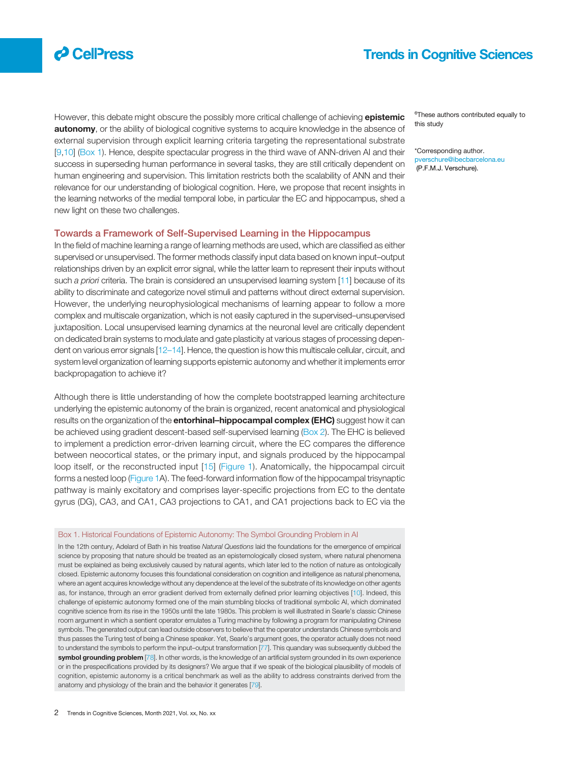However, this debate might obscure the possibly more critical challenge of achieving **epistemic autonomy**, or the ability of biological cognitive systems to acquire knowledge in the absence of external supervision through explicit learning criteria targeting the representational substrate [9,10] (Box 1). Hence, despite spectacular progress in the third wave of ANN-driven AI and their success in superseding human performance in several tasks, they are still critically dependent on human engineering and supervision. This limitation restricts both the scalability of ANN and their relevance for our understanding of biological cognition. Here, we propose that recent insights in the learning networks of the medial temporal lobe, in particular the EC and hippocampus, shed a new light on these two challenges.

[6]These authors contributed equally to this study

*Corresponding author. pverschure@ibecbarcelona.eu (P.F.M.J. Verschure).

## Towards a Framework of Self-Supervised Learning in the Hippocampus

In the field of machine learning a range of learning methods are used, which are classified as either supervised or unsupervised. The former methods classify input data based on known input–output relationships driven by an explicit error signal, while the latter learn to represent their inputs without such *a priori* criteria. The brain is considered an unsupervised learning system [11] because of its ability to discriminate and categorize novel stimuli and patterns without direct external supervision. However, the underlying neurophysiological mechanisms of learning appear to follow a more complex and multiscale organization, which is not easily captured in the supervised–unsupervised juxtaposition. Local unsupervised learning dynamics at the neuronal level are critically dependent on dedicated brain systems to modulate and gate plasticity at various stages of processing dependent on various error signals [12–14]. Hence, the question is how this multiscale cellular, circuit, and system level organization of learning supports epistemic autonomy and whether it implements error backpropagation to achieve it?

Although there is little understanding of how the complete bootstrapped learning architecture underlying the epistemic autonomy of the brain is organized, recent anatomical and physiological results on the organization of the **entorhinal–hippocampal complex (EHC)** suggest how it can be achieved using gradient descent-based self-supervised learning (Box 2). The EHC is believed to implement a prediction error-driven learning circuit, where the EC compares the difference between neocortical states, or the primary input, and signals produced by the hippocampal loop itself, or the reconstructed input [15] (Figure 1). Anatomically, the hippocampal circuit forms a nested loop (Figure 1A). The feed-forward information flow of the hippocampal trisynaptic pathway is mainly excitatory and comprises layer-specific projections from EC to the dentate gyrus (DG), CA3, and CA1, CA3 projections to CA1, and CA1 projections back to EC via the

### Box 1. Historical Foundations of Epistemic Autonomy: The Symbol Grounding Problem in AI

In the 12th century, Adelard of Bath in his treatise *Natural Questions* laid the foundations for the emergence of empirical science by proposing that nature should be treated as an epistemologically closed system, where natural phenomena must be explained as being exclusively caused by natural agents, which later led to the notion of nature as ontologically closed. Epistemic autonomy focuses this foundational consideration on cognition and intelligence as natural phenomena, where an agent acquires knowledge without any dependence at the level of the substrate of its knowledge on other agents as, for instance, through an error gradient derived from externally defined prior learning objectives [10]. Indeed, this challenge of epistemic autonomy formed one of the main stumbling blocks of traditional symbolic AI, which dominated cognitive science from its rise in the 1950s until the late 1980s. This problem is well illustrated in Searle's classic Chinese room argument in which a sentient operator emulates a Turing machine by following a program for manipulating Chinese symbols. The generated output can lead outside observers to believe that the operator understands Chinese symbols and thus passes the Turing test of being a Chinese speaker. Yet, Searle's argument goes, the operator actually does not need to understand the symbols to perform the input–output transformation [77]. This quandary was subsequently dubbed the **symbol grounding problem** [78]. In other words, is the knowledge of an artificial system grounded in its own experience or in the prespecifications provided by its designers? We argue that if we speak of the biological plausibility of models of cognition, epistemic autonomy is a critical benchmark as well as the ability to address constraints derived from the anatomy and physiology of the brain and the behavior it generates [79].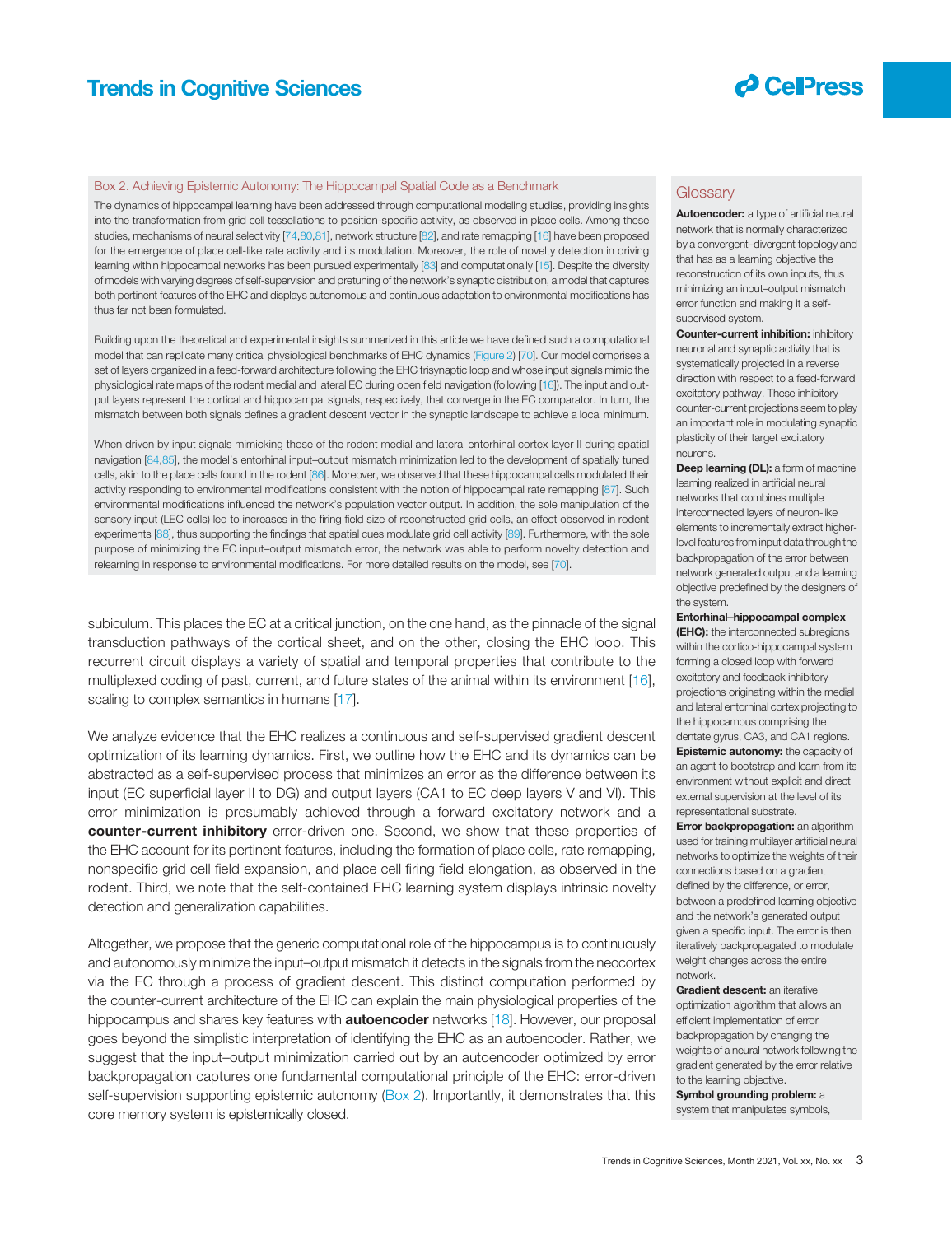### Box 2. Achieving Epistemic Autonomy: The Hippocampal Spatial Code as a Benchmark

The dynamics of hippocampal learning have been addressed through computational modeling studies, providing insights into the transformation from grid cell tessellations to position-specific activity, as observed in place cells. Among these studies, mechanisms of neural selectivity [74,80,81], network structure [82], and rate remapping [16] have been proposed for the emergence of place cell-like rate activity and its modulation. Moreover, the role of novelty detection in driving learning within hippocampal networks has been pursued experimentally [83] and computationally [15]. Despite the diversity of models with varying degrees of self-supervision and pretuning of the network's synaptic distribution, a model that captures both pertinent features of the EHC and displays autonomous and continuous adaptation to environmental modifications has thus far not been formulated.

Building upon the theoretical and experimental insights summarized in this article we have defined such a computational model that can replicate many critical physiological benchmarks of EHC dynamics (Figure 2) [70]. Our model comprises a set of layers organized in a feed-forward architecture following the EHC trisynaptic loop and whose input signals mimic the physiological rate maps of the rodent medial and lateral EC during open field navigation (following [16]). The input and output layers represent the cortical and hippocampal signals, respectively, that converge in the EC comparator. In turn, the mismatch between both signals defines a gradient descent vector in the synaptic landscape to achieve a local minimum.

When driven by input signals mimicking those of the rodent medial and lateral entorhinal cortex layer II during spatial navigation [84,85], the model's entorhinal input–output mismatch minimization led to the development of spatially tuned cells, akin to the place cells found in the rodent [86]. Moreover, we observed that these hippocampal cells modulated their activity responding to environmental modifications consistent with the notion of hippocampal rate remapping [87]. Such environmental modifications influenced the network's population vector output. In addition, the sole manipulation of the sensory input (LEC cells) led to increases in the firing field size of reconstructed grid cells, an effect observed in rodent experiments [88], thus supporting the findings that spatial cues modulate grid cell activity [89]. Furthermore, with the sole purpose of minimizing the EC input–output mismatch error, the network was able to perform novelty detection and relearning in response to environmental modifications. For more detailed results on the model, see [70].

subiculum. This places the EC at a critical junction, on the one hand, as the pinnacle of the signal transduction pathways of the cortical sheet, and on the other, closing the EHC loop. This recurrent circuit displays a variety of spatial and temporal properties that contribute to the multiplexed coding of past, current, and future states of the animal within its environment [16], scaling to complex semantics in humans [17].

We analyze evidence that the EHC realizes a continuous and self-supervised gradient descent optimization of its learning dynamics. First, we outline how the EHC and its dynamics can be abstracted as a self-supervised process that minimizes an error as the difference between its input (EC superficial layer II to DG) and output layers (CA1 to EC deep layers V and VI). This error minimization is presumably achieved through a forward excitatory network and a **counter-current inhibitory** error-driven one. Second, we show that these properties of the EHC account for its pertinent features, including the formation of place cells, rate remapping, nonspecific grid cell field expansion, and place cell firing field elongation, as observed in the rodent. Third, we note that the self-contained EHC learning system displays intrinsic novelty detection and generalization capabilities.

Altogether, we propose that the generic computational role of the hippocampus is to continuously and autonomously minimize the input–output mismatch it detects in the signals from the neocortex via the EC through a process of gradient descent. This distinct computation performed by the counter-current architecture of the EHC can explain the main physiological properties of the hippocampus and shares key features with **autoencoder** networks [18]. However, our proposal goes beyond the simplistic interpretation of identifying the EHC as an autoencoder. Rather, we suggest that the input–output minimization carried out by an autoencoder optimized by error backpropagation captures one fundamental computational principle of the EHC: error-driven self-supervision supporting epistemic autonomy (Box 2). Importantly, it demonstrates that this core memory system is epistemically closed.

## Glossary

**Autoencoder:** a type of artificial neural network that is normally characterized by a convergent–divergent topology and that has as a learning objective the reconstruction of its own inputs, thus minimizing an input–output mismatch error function and making it a self-supervised system.

**Counter-current inhibition:** inhibitory neuronal and synaptic activity that is systematically projected in a reverse direction with respect to a feed-forward excitatory pathway. These inhibitory counter-current projections seem to play an important role in modulating synaptic plasticity of their target excitatory neurons.

**Deep learning (DL):** a form of machine learning realized in artificial neural networks that combines multiple interconnected layers of neuron-like elements to incrementally extract higher-level features from input data through the backpropagation of the error between network generated output and a learning objective predefined by the designers of the system.

**Entorhinal–hippocampal complex (EHC):** the interconnected subregions within the cortico-hippocampal system forming a closed loop with forward excitatory and feedback inhibitory projections originating within the medial and lateral entorhinal cortex projecting to the hippocampus comprising the dentate gyrus, CA3, and CA1 regions.

**Epistemic autonomy:** the capacity of an agent to bootstrap and learn from its environment without explicit and direct external supervision at the level of its representational substrate.

**Error backpropagation:** an algorithm used for training multilayer artificial neural networks to optimize the weights of their connections based on a gradient defined by the difference, or error, between a predefined learning objective and the network's generated output given a specific input. The error is then iteratively backpropagated to modulate weight changes across the entire network.

**Gradient descent:** an iterative optimization algorithm that allows an efficient implementation of error backpropagation by changing the weights of a neural network following the gradient generated by the error relative to the learning objective.

**Symbol grounding problem:** a system that manipulates symbols,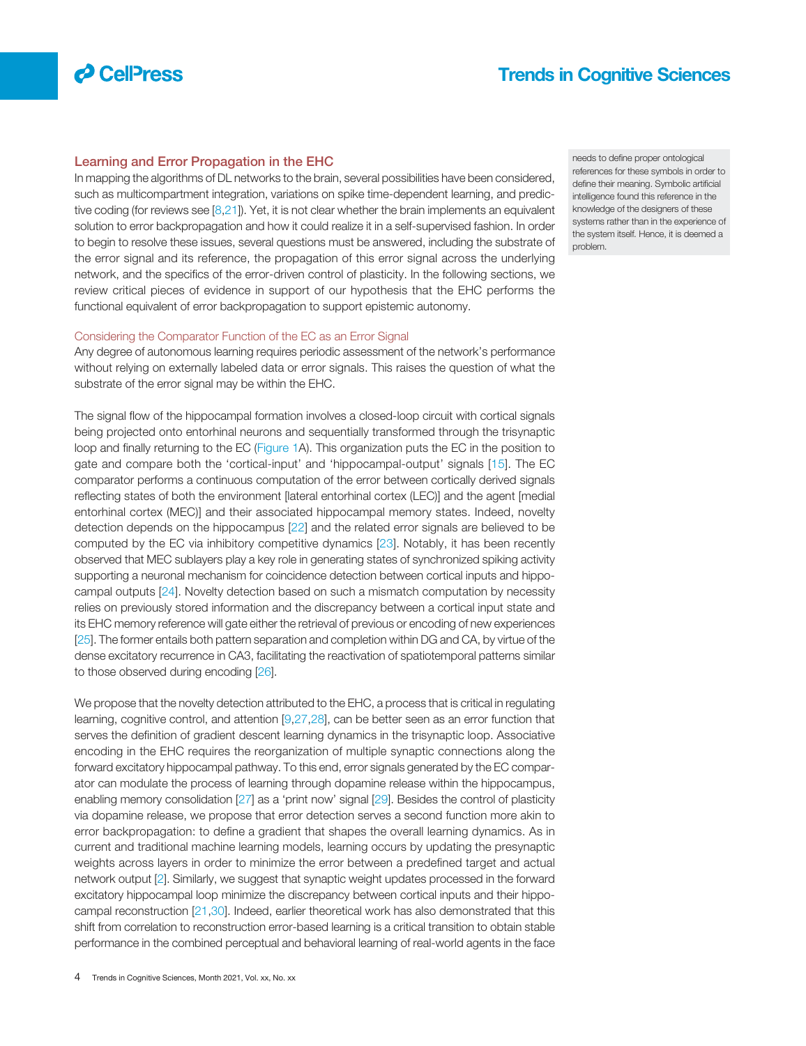## Learning and Error Propagation in the EHC

In mapping the algorithms of DL networks to the brain, several possibilities have been considered, such as multicompartment integration, variations on spike time-dependent learning, and predictive coding (for reviews see [8,21]). Yet, it is not clear whether the brain implements an equivalent solution to error backpropagation and how it could realize it in a self-supervised fashion. In order to begin to resolve these issues, several questions must be answered, including the substrate of the error signal and its reference, the propagation of this error signal across the underlying network, and the specifics of the error-driven control of plasticity. In the following sections, we review critical pieces of evidence in support of our hypothesis that the EHC performs the functional equivalent of error backpropagation to support epistemic autonomy.

needs to define proper ontological references for these symbols in order to define their meaning. Symbolic artificial intelligence found this reference in the knowledge of the designers of these systems rather than in the experience of the system itself. Hence, it is deemed a problem.

### Considering the Comparator Function of the EC as an Error Signal

Any degree of autonomous learning requires periodic assessment of the network's performance without relying on externally labeled data or error signals. This raises the question of what the substrate of the error signal may be within the EHC.

The signal flow of the hippocampal formation involves a closed-loop circuit with cortical signals being projected onto entorhinal neurons and sequentially transformed through the trisynaptic loop and finally returning to the EC (Figure 1A). This organization puts the EC in the position to gate and compare both the 'cortical-input' and 'hippocampal-output' signals [15]. The EC comparator performs a continuous computation of the error between cortically derived signals reflecting states of both the environment [lateral entorhinal cortex (LEC)] and the agent [medial entorhinal cortex (MEC)] and their associated hippocampal memory states. Indeed, novelty detection depends on the hippocampus [22] and the related error signals are believed to be computed by the EC via inhibitory competitive dynamics [23]. Notably, it has been recently observed that MEC sublayers play a key role in generating states of synchronized spiking activity supporting a neuronal mechanism for coincidence detection between cortical inputs and hippocampal outputs [24]. Novelty detection based on such a mismatch computation by necessity relies on previously stored information and the discrepancy between a cortical input state and its EHC memory reference will gate either the retrieval of previous or encoding of new experiences [25]. The former entails both pattern separation and completion within DG and CA, by virtue of the dense excitatory recurrence in CA3, facilitating the reactivation of spatiotemporal patterns similar to those observed during encoding [26].

We propose that the novelty detection attributed to the EHC, a process that is critical in regulating learning, cognitive control, and attention [9,27,28], can be better seen as an error function that serves the definition of gradient descent learning dynamics in the trisynaptic loop. Associative encoding in the EHC requires the reorganization of multiple synaptic connections along the forward excitatory hippocampal pathway. To this end, error signals generated by the EC comparator can modulate the process of learning through dopamine release within the hippocampus, enabling memory consolidation [27] as a 'print now' signal [29]. Besides the control of plasticity via dopamine release, we propose that error detection serves a second function more akin to error backpropagation: to define a gradient that shapes the overall learning dynamics. As in current and traditional machine learning models, learning occurs by updating the presynaptic weights across layers in order to minimize the error between a predefined target and actual network output [2]. Similarly, we suggest that synaptic weight updates processed in the forward excitatory hippocampal loop minimize the discrepancy between cortical inputs and their hippocampal reconstruction [21,30]. Indeed, earlier theoretical work has also demonstrated that this shift from correlation to reconstruction error-based learning is a critical transition to obtain stable performance in the combined perceptual and behavioral learning of real-world agents in the face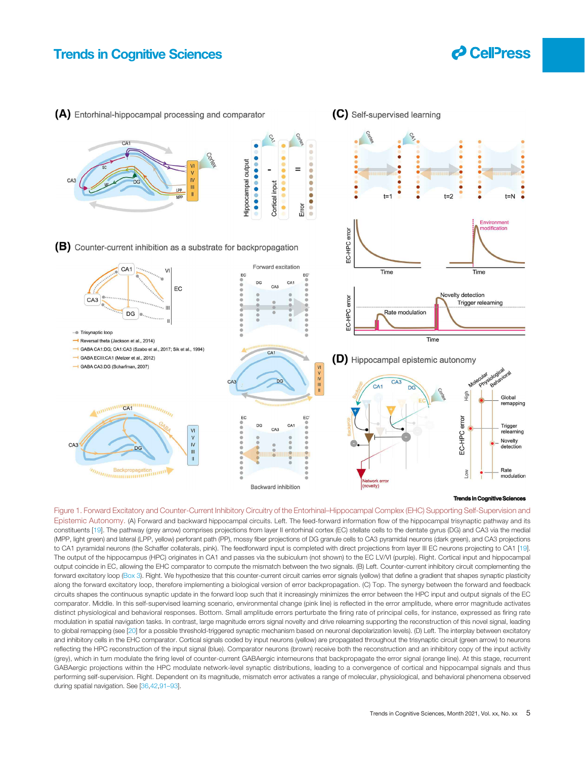Figure 1. Forward Excitatory and Counter-Current Inhibitory Circuitry of the Entorhinal–Hippocampal Complex (EHC) Supporting Self-Supervision and Epistemic Autonomy. (A) Forward and backward hippocampal circuits. Left. The feed-forward information flow of the hippocampal trisynaptic pathway and its constituents [19]. The pathway (grey arrow) comprises projections from layer II entorhinal cortex (EC) stellate cells to the dentate gyrus (DG) and CA3 via the medial (MPP, light green) and lateral (LPP, yellow) perforant path (PP), mossy fiber projections of DG granule cells to CA3 pyramidal neurons (dark green), and CA3 projections to CA1 pyramidal neurons (the Schaffer collaterals, pink). The feedforward input is completed with direct projections from layer III EC neurons projecting to CA1 [19]. The output of the hippocampus (HPC) originates in CA1 and passes via the subiculum (not shown) to the EC LV/VI (purple). Right. Cortical input and hippocampal output coincide in EC, allowing the EHC comparator to compute the mismatch between the two signals. (B) Left. Counter-current inhibitory circuit complementing the forward excitatory loop (Box 3). Right. We hypothesize that this counter-current circuit carries error signals (yellow) that define a gradient that shapes synaptic plasticity along the forward excitatory loop, therefore implementing a biological version of error backpropagation. (C) Top. The synergy between the forward and feedback circuits shapes the continuous synaptic update in the forward loop such that it increasingly minimizes the error between the HPC input and output signals of the EC comparator. Middle. In this self-supervised learning scenario, environmental change (pink line) is reflected in the error amplitude, where error magnitude activates distinct physiological and behavioral responses. Bottom. Small amplitude errors perturbate the firing rate of principal cells, for instance, expressed as firing rate modulation in spatial navigation tasks. In contrast, large magnitude errors signal novelty and drive relearning supporting the reconstruction of this novel signal, leading to global remapping (see [20] for a possible threshold-triggered synaptic mechanism based on neuronal depolarization levels). (D) Left. The interplay between excitatory and inhibitory cells in the EHC comparator. Cortical signals coded by input neurons (yellow) are propagated throughout the trisynaptic circuit (green arrow) to neurons reflecting the HPC reconstruction of the input signal (blue). Comparator neurons (brown) receive both the reconstruction and an inhibitory copy of the input activity (grey), which in turn modulate the firing level of counter-current GABAergic interneurons that backpropagate the error signal (orange line). At this stage, recurrent GABAergic projections within the HPC modulate network-level synaptic distributions, leading to a convergence of cortical and hippocampal signals and thus performing self-supervision. Right. Dependent on its magnitude, mismatch error activates a range of molecular, physiological, and behavioral phenomena observed during spatial navigation. See [36,42,91–93].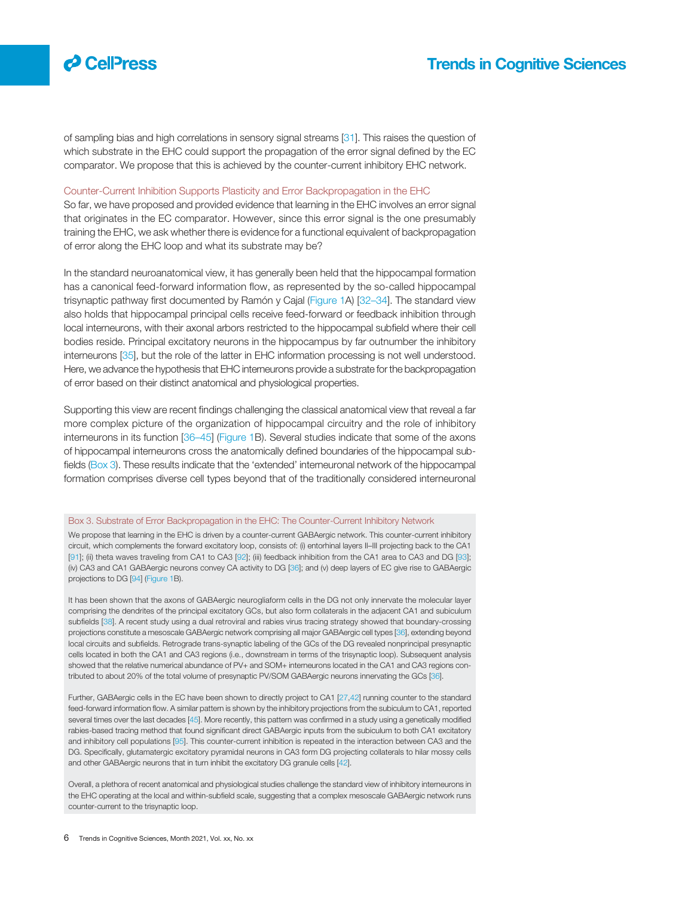of sampling bias and high correlations in sensory signal streams [31]. This raises the question of which substrate in the EHC could support the propagation of the error signal defined by the EC comparator. We propose that this is achieved by the counter-current inhibitory EHC network.

### Counter-Current Inhibition Supports Plasticity and Error Backpropagation in the EHC

So far, we have proposed and provided evidence that learning in the EHC involves an error signal that originates in the EC comparator. However, since this error signal is the one presumably training the EHC, we ask whether there is evidence for a functional equivalent of backpropagation of error along the EHC loop and what its substrate may be?

In the standard neuroanatomical view, it has generally been held that the hippocampal formation has a canonical feed-forward information flow, as represented by the so-called hippocampal trisynaptic pathway first documented by Ramón y Cajal (Figure 1A) [32–34]. The standard view also holds that hippocampal principal cells receive feed-forward or feedback inhibition through local interneurons, with their axonal arbors restricted to the hippocampal subfield where their cell bodies reside. Principal excitatory neurons in the hippocampus by far outnumber the inhibitory interneurons [35], but the role of the latter in EHC information processing is not well understood. Here, we advance the hypothesis that EHC interneurons provide a substrate for the backpropagation of error based on their distinct anatomical and physiological properties.

Supporting this view are recent findings challenging the classical anatomical view that reveal a far more complex picture of the organization of hippocampal circuitry and the role of inhibitory interneurons in its function [36–45] (Figure 1B). Several studies indicate that some of the axons of hippocampal interneurons cross the anatomically defined boundaries of the hippocampal subfields (Box 3). These results indicate that the 'extended' interneuronal network of the hippocampal formation comprises diverse cell types beyond that of the traditionally considered interneuronal

### Box 3. Substrate of Error Backpropagation in the EHC: The Counter-Current Inhibitory Network

We propose that learning in the EHC is driven by a counter-current GABAergic network. This counter-current inhibitory circuit, which complements the forward excitatory loop, consists of: (i) entorhinal layers II–III projecting back to the CA1 [91]; (ii) theta waves traveling from CA1 to CA3 [92]; (iii) feedback inhibition from the CA1 area to CA3 and DG [93]; (iv) CA3 and CA1 GABAergic neurons convey CA activity to DG [36]; and (v) deep layers of EC give rise to GABAergic projections to DG [94] (Figure 1B).

It has been shown that the axons of GABAergic neurogliaform cells in the DG not only innervate the molecular layer comprising the dendrites of the principal excitatory GCs, but also form collaterals in the adjacent CA1 and subiculum subfields [38]. A recent study using a dual retroviral and rabies virus tracing strategy showed that boundary-crossing projections constitute a mesoscale GABAergic network comprising all major GABAergic cell types [36], extending beyond local circuits and subfields. Retrograde trans-synaptic labeling of the GCs of the DG revealed nonprincipal presynaptic cells located in both the CA1 and CA3 regions (i.e., downstream in terms of the trisynaptic loop). Subsequent analysis showed that the relative numerical abundance of PV+ and SOM+ interneurons located in the CA1 and CA3 regions contributed to about 20% of the total volume of presynaptic PV/SOM GABAergic neurons innervating the GCs [36].

Further, GABAergic cells in the EC have been shown to directly project to CA1 [27,42] running counter to the standard feed-forward information flow. A similar pattern is shown by the inhibitory projections from the subiculum to CA1, reported several times over the last decades [45]. More recently, this pattern was confirmed in a study using a genetically modified rabies-based tracing method that found significant direct GABAergic inputs from the subiculum to both CA1 excitatory and inhibitory cell populations [95]. This counter-current inhibition is repeated in the interaction between CA3 and the DG. Specifically, glutamatergic excitatory pyramidal neurons in CA3 form DG projecting collaterals to hilar mossy cells and other GABAergic neurons that in turn inhibit the excitatory DG granule cells [42].

Overall, a plethora of recent anatomical and physiological studies challenge the standard view of inhibitory interneurons in the EHC operating at the local and within-subfield scale, suggesting that a complex mesoscale GABAergic network runs counter-current to the trisynaptic loop.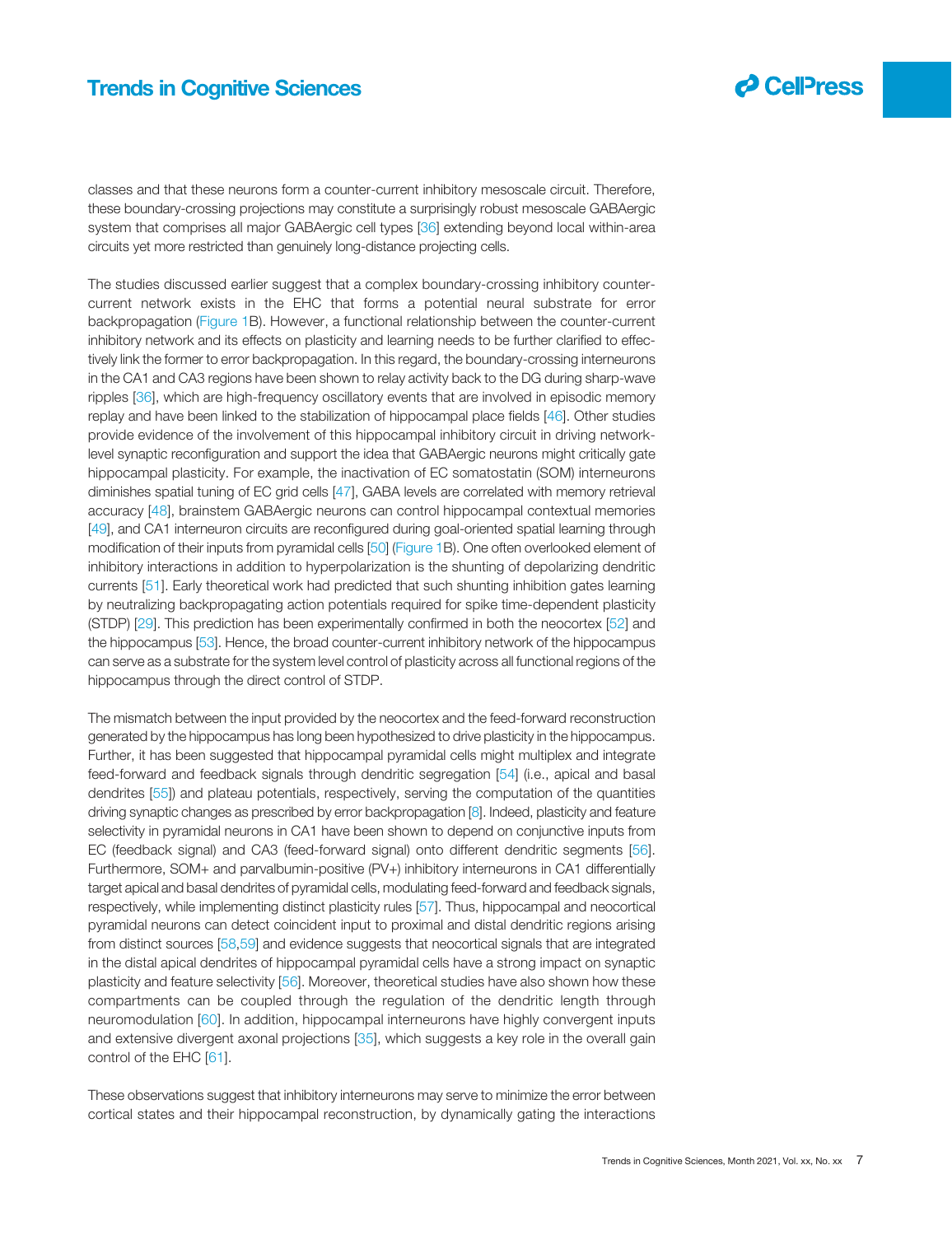classes and that these neurons form a counter-current inhibitory mesoscale circuit. Therefore, these boundary-crossing projections may constitute a surprisingly robust mesoscale GABAergic system that comprises all major GABAergic cell types [36] extending beyond local within-area circuits yet more restricted than genuinely long-distance projecting cells.

The studies discussed earlier suggest that a complex boundary-crossing inhibitory counter-current network exists in the EHC that forms a potential neural substrate for error backpropagation (Figure 1B). However, a functional relationship between the counter-current inhibitory network and its effects on plasticity and learning needs to be further clarified to effectively link the former to error backpropagation. In this regard, the boundary-crossing interneurons in the CA1 and CA3 regions have been shown to relay activity back to the DG during sharp-wave ripples [36], which are high-frequency oscillatory events that are involved in episodic memory replay and have been linked to the stabilization of hippocampal place fields [46]. Other studies provide evidence of the involvement of this hippocampal inhibitory circuit in driving network-level synaptic reconfiguration and support the idea that GABAergic neurons might critically gate hippocampal plasticity. For example, the inactivation of EC somatostatin (SOM) interneurons diminishes spatial tuning of EC grid cells [47], GABA levels are correlated with memory retrieval accuracy [48], brainstem GABAergic neurons can control hippocampal contextual memories [49], and CA1 interneuron circuits are reconfigured during goal-oriented spatial learning through modification of their inputs from pyramidal cells [50] (Figure 1B). One often overlooked element of inhibitory interactions in addition to hyperpolarization is the shunting of depolarizing dendritic currents [51]. Early theoretical work had predicted that such shunting inhibition gates learning by neutralizing backpropagating action potentials required for spike time-dependent plasticity (STDP) [29]. This prediction has been experimentally confirmed in both the neocortex [52] and the hippocampus [53]. Hence, the broad counter-current inhibitory network of the hippocampus can serve as a substrate for the system level control of plasticity across all functional regions of the hippocampus through the direct control of STDP.

The mismatch between the input provided by the neocortex and the feed-forward reconstruction generated by the hippocampus has long been hypothesized to drive plasticity in the hippocampus. Further, it has been suggested that hippocampal pyramidal cells might multiplex and integrate feed-forward and feedback signals through dendritic segregation [54] (i.e., apical and basal dendrites [55]) and plateau potentials, respectively, serving the computation of the quantities driving synaptic changes as prescribed by error backpropagation [8]. Indeed, plasticity and feature selectivity in pyramidal neurons in CA1 have been shown to depend on conjunctive inputs from EC (feedback signal) and CA3 (feed-forward signal) onto different dendritic segments [56]. Furthermore, SOM+ and parvalbumin-positive (PV+) inhibitory interneurons in CA1 differentially target apical and basal dendrites of pyramidal cells, modulating feed-forward and feedback signals, respectively, while implementing distinct plasticity rules [57]. Thus, hippocampal and neocortical pyramidal neurons can detect coincident input to proximal and distal dendritic regions arising from distinct sources [58,59] and evidence suggests that neocortical signals that are integrated in the distal apical dendrites of hippocampal pyramidal cells have a strong impact on synaptic plasticity and feature selectivity [56]. Moreover, theoretical studies have also shown how these compartments can be coupled through the regulation of the dendritic length through neuromodulation [60]. In addition, hippocampal interneurons have highly convergent inputs and extensive divergent axonal projections [35], which suggests a key role in the overall gain control of the EHC [61].

These observations suggest that inhibitory interneurons may serve to minimize the error between cortical states and their hippocampal reconstruction, by dynamically gating the interactions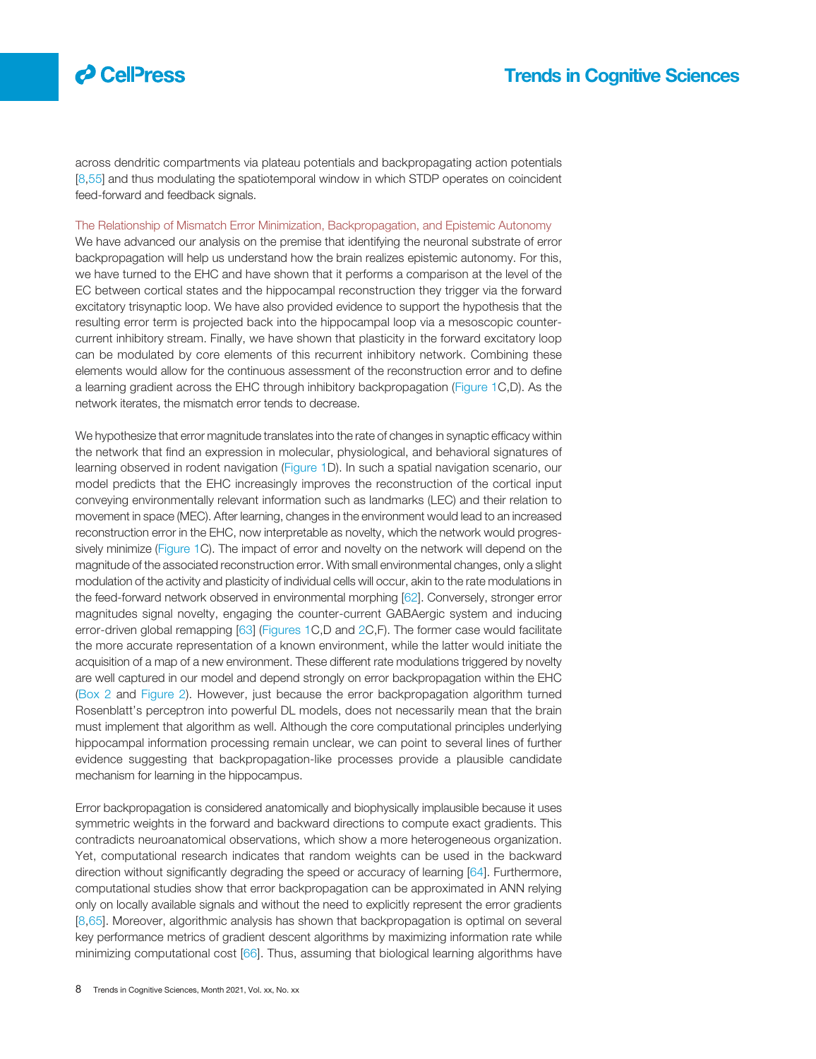across dendritic compartments via plateau potentials and backpropagating action potentials [8,55] and thus modulating the spatiotemporal window in which STDP operates on coincident feed-forward and feedback signals.

### The Relationship of Mismatch Error Minimization, Backpropagation, and Epistemic Autonomy

We have advanced our analysis on the premise that identifying the neuronal substrate of error backpropagation will help us understand how the brain realizes epistemic autonomy. For this, we have turned to the EHC and have shown that it performs a comparison at the level of the EC between cortical states and the hippocampal reconstruction they trigger via the forward excitatory trisynaptic loop. We have also provided evidence to support the hypothesis that the resulting error term is projected back into the hippocampal loop via a mesoscopic counter-current inhibitory stream. Finally, we have shown that plasticity in the forward excitatory loop can be modulated by core elements of this recurrent inhibitory network. Combining these elements would allow for the continuous assessment of the reconstruction error and to define a learning gradient across the EHC through inhibitory backpropagation (Figure 1C,D). As the network iterates, the mismatch error tends to decrease.

We hypothesize that error magnitude translates into the rate of changes in synaptic efficacy within the network that find an expression in molecular, physiological, and behavioral signatures of learning observed in rodent navigation (Figure 1D). In such a spatial navigation scenario, our model predicts that the EHC increasingly improves the reconstruction of the cortical input conveying environmentally relevant information such as landmarks (LEC) and their relation to movement in space (MEC). After learning, changes in the environment would lead to an increased reconstruction error in the EHC, now interpretable as novelty, which the network would progressively minimize (Figure 1C). The impact of error and novelty on the network will depend on the magnitude of the associated reconstruction error. With small environmental changes, only a slight modulation of the activity and plasticity of individual cells will occur, akin to the rate modulations in the feed-forward network observed in environmental morphing [62]. Conversely, stronger error magnitudes signal novelty, engaging the counter-current GABAergic system and inducing error-driven global remapping [63] (Figures 1C,D and 2C,F). The former case would facilitate the more accurate representation of a known environment, while the latter would initiate the acquisition of a map of a new environment. These different rate modulations triggered by novelty are well captured in our model and depend strongly on error backpropagation within the EHC (Box 2 and Figure 2). However, just because the error backpropagation algorithm turned Rosenblatt's perceptron into powerful DL models, does not necessarily mean that the brain must implement that algorithm as well. Although the core computational principles underlying hippocampal information processing remain unclear, we can point to several lines of further evidence suggesting that backpropagation-like processes provide a plausible candidate mechanism for learning in the hippocampus.

Error backpropagation is considered anatomically and biophysically implausible because it uses symmetric weights in the forward and backward directions to compute exact gradients. This contradicts neuroanatomical observations, which show a more heterogeneous organization. Yet, computational research indicates that random weights can be used in the backward direction without significantly degrading the speed or accuracy of learning [64]. Furthermore, computational studies show that error backpropagation can be approximated in ANN relying only on locally available signals and without the need to explicitly represent the error gradients [8,65]. Moreover, algorithmic analysis has shown that backpropagation is optimal on several key performance metrics of gradient descent algorithms by maximizing information rate while minimizing computational cost [66]. Thus, assuming that biological learning algorithms have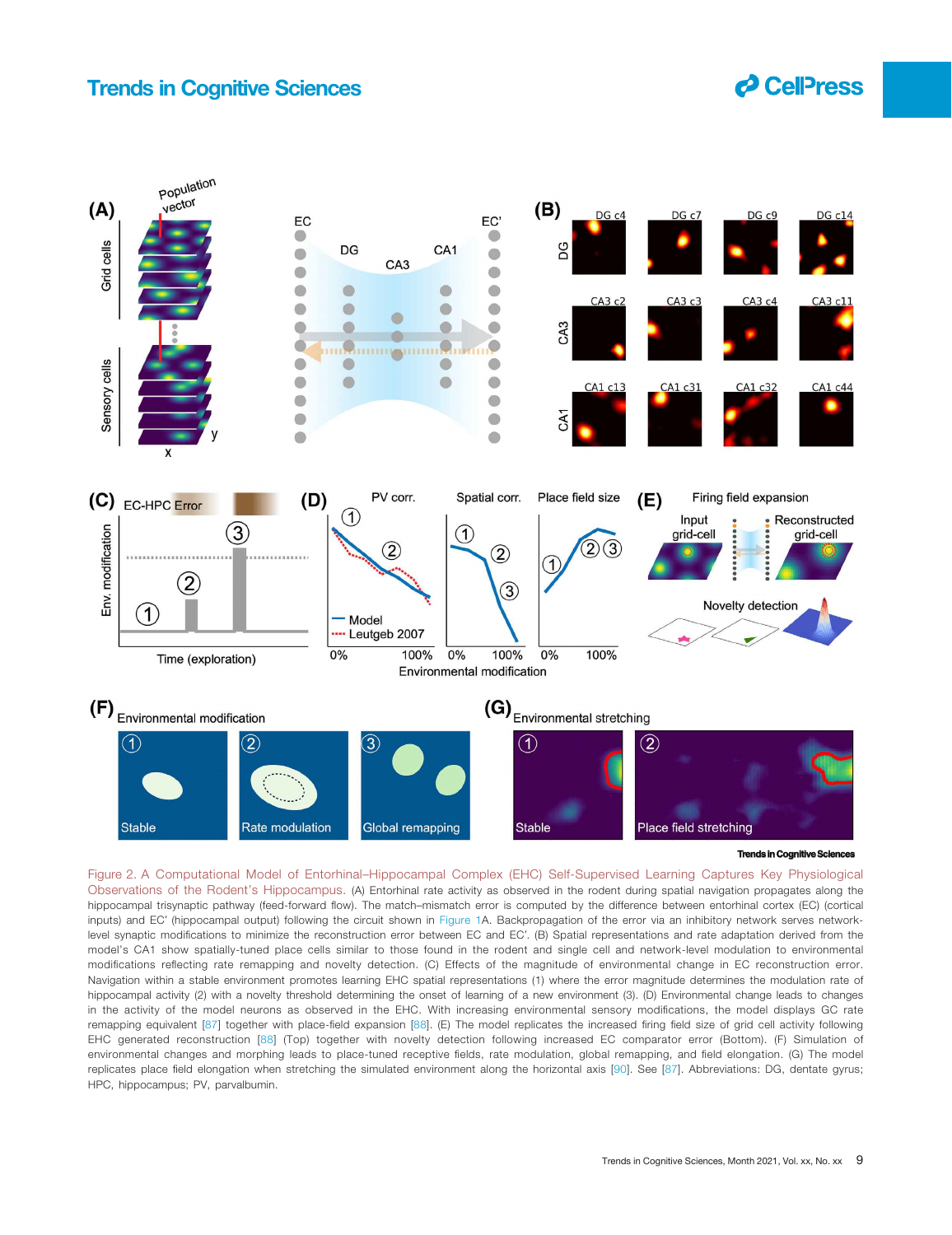Figure 2. A Computational Model of Entorhinal–Hippocampal Complex (EHC) Self-Supervised Learning Captures Key Physiological Observations of the Rodent's Hippocampus. (A) Entorhinal rate activity as observed in the rodent during spatial navigation propagates along the hippocampal trisynaptic pathway (feed-forward flow). The match–mismatch error is computed by the difference between entorhinal cortex (EC) (cortical inputs) and EC′ (hippocampal output) following the circuit shown in Figure 1A. Backpropagation of the error via an inhibitory network serves network-level synaptic modifications to minimize the reconstruction error between EC and EC′. (B) Spatial representations and rate adaptation derived from the model's CA1 show spatially-tuned place cells similar to those found in the rodent and single cell and network-level modulation to environmental modifications reflecting rate remapping and novelty detection. (C) Effects of the magnitude of environmental change in EC reconstruction error. Navigation within a stable environment promotes learning EHC spatial representations (1) where the error magnitude determines the modulation rate of hippocampal activity (2) with a novelty threshold determining the onset of learning of a new environment (3). (D) Environmental change leads to changes in the activity of the model neurons as observed in the EHC. With increasing environmental sensory modifications, the model displays GC rate remapping equivalent [87] together with place-field expansion [88]. (E) The model replicates the increased firing field size of grid cell activity following EHC generated reconstruction [88] (Top) together with novelty detection following increased EC comparator error (Bottom). (F) Simulation of environmental changes and morphing leads to place-tuned receptive fields, rate modulation, global remapping, and field elongation. (G) The model replicates place field elongation when stretching the simulated environment along the horizontal axis [90]. See [87]. Abbreviations: DG, dentate gyrus; HPC, hippocampus; PV, parvalbumin.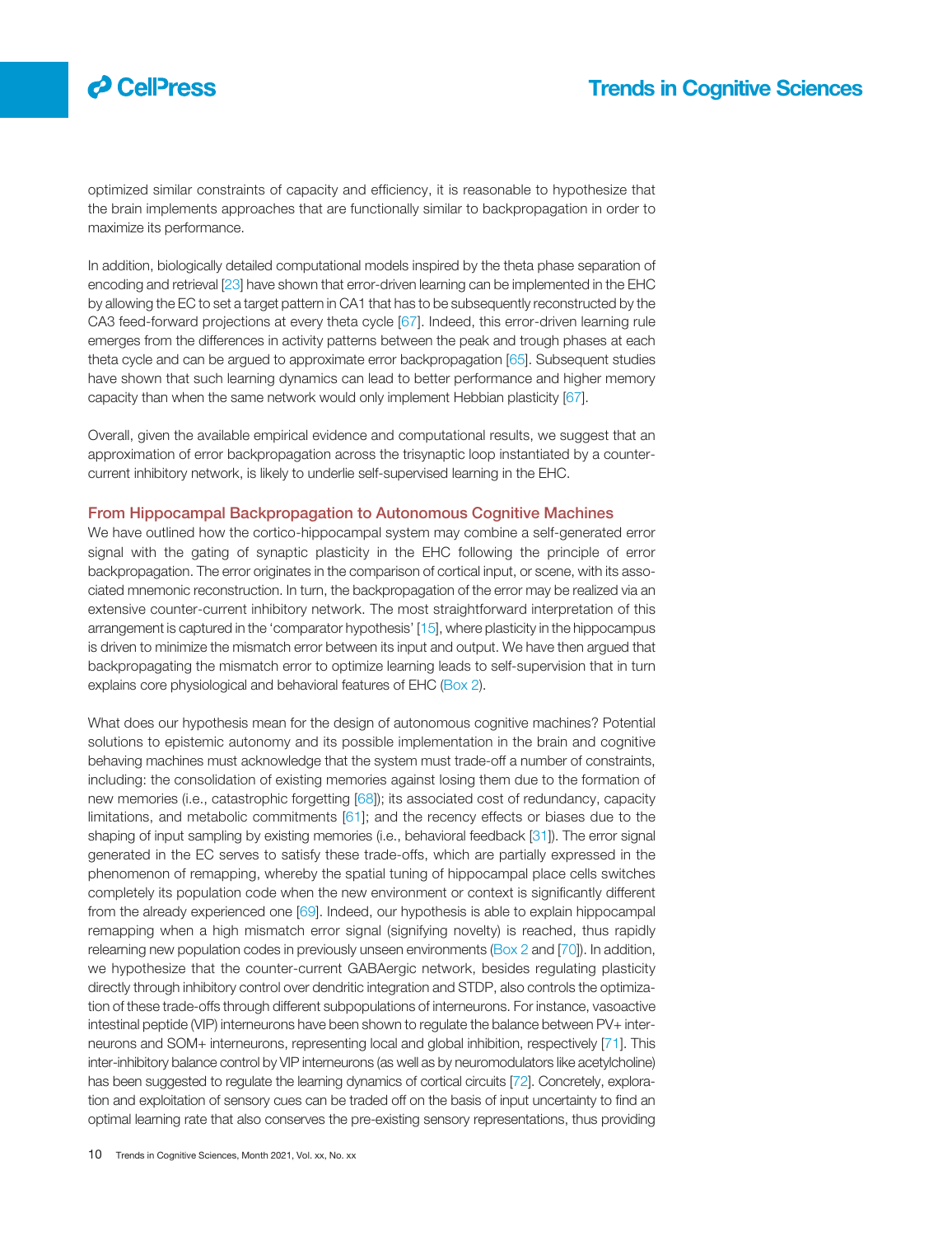optimized similar constraints of capacity and efficiency, it is reasonable to hypothesize that the brain implements approaches that are functionally similar to backpropagation in order to maximize its performance.

In addition, biologically detailed computational models inspired by the theta phase separation of encoding and retrieval [23] have shown that error-driven learning can be implemented in the EHC by allowing the EC to set a target pattern in CA1 that has to be subsequently reconstructed by the CA3 feed-forward projections at every theta cycle [67]. Indeed, this error-driven learning rule emerges from the differences in activity patterns between the peak and trough phases at each theta cycle and can be argued to approximate error backpropagation [65]. Subsequent studies have shown that such learning dynamics can lead to better performance and higher memory capacity than when the same network would only implement Hebbian plasticity [67].

Overall, given the available empirical evidence and computational results, we suggest that an approximation of error backpropagation across the trisynaptic loop instantiated by a counter-current inhibitory network, is likely to underlie self-supervised learning in the EHC.

## From Hippocampal Backpropagation to Autonomous Cognitive Machines

We have outlined how the cortico-hippocampal system may combine a self-generated error signal with the gating of synaptic plasticity in the EHC following the principle of error backpropagation. The error originates in the comparison of cortical input, or scene, with its associated mnemonic reconstruction. In turn, the backpropagation of the error may be realized via an extensive counter-current inhibitory network. The most straightforward interpretation of this arrangement is captured in the 'comparator hypothesis' [15], where plasticity in the hippocampus is driven to minimize the mismatch error between its input and output. We have then argued that backpropagating the mismatch error to optimize learning leads to self-supervision that in turn explains core physiological and behavioral features of EHC (Box 2).

What does our hypothesis mean for the design of autonomous cognitive machines? Potential solutions to epistemic autonomy and its possible implementation in the brain and cognitive behaving machines must acknowledge that the system must trade-off a number of constraints, including: the consolidation of existing memories against losing them due to the formation of new memories (i.e., catastrophic forgetting [68]); its associated cost of redundancy, capacity limitations, and metabolic commitments [61]; and the recency effects or biases due to the shaping of input sampling by existing memories (i.e., behavioral feedback [31]). The error signal generated in the EC serves to satisfy these trade-offs, which are partially expressed in the phenomenon of remapping, whereby the spatial tuning of hippocampal place cells switches completely its population code when the new environment or context is significantly different from the already experienced one [69]. Indeed, our hypothesis is able to explain hippocampal remapping when a high mismatch error signal (signifying novelty) is reached, thus rapidly relearning new population codes in previously unseen environments (Box 2 and [70]). In addition, we hypothesize that the counter-current GABAergic network, besides regulating plasticity directly through inhibitory control over dendritic integration and STDP, also controls the optimization of these trade-offs through different subpopulations of interneurons. For instance, vasoactive intestinal peptide (VIP) interneurons have been shown to regulate the balance between PV+ interneurons and SOM+ interneurons, representing local and global inhibition, respectively [71]. This inter-inhibitory balance control by VIP interneurons (as well as by neuromodulators like acetylcholine) has been suggested to regulate the learning dynamics of cortical circuits [72]. Concretely, exploration and exploitation of sensory cues can be traded off on the basis of input uncertainty to find an optimal learning rate that also conserves the pre-existing sensory representations, thus providing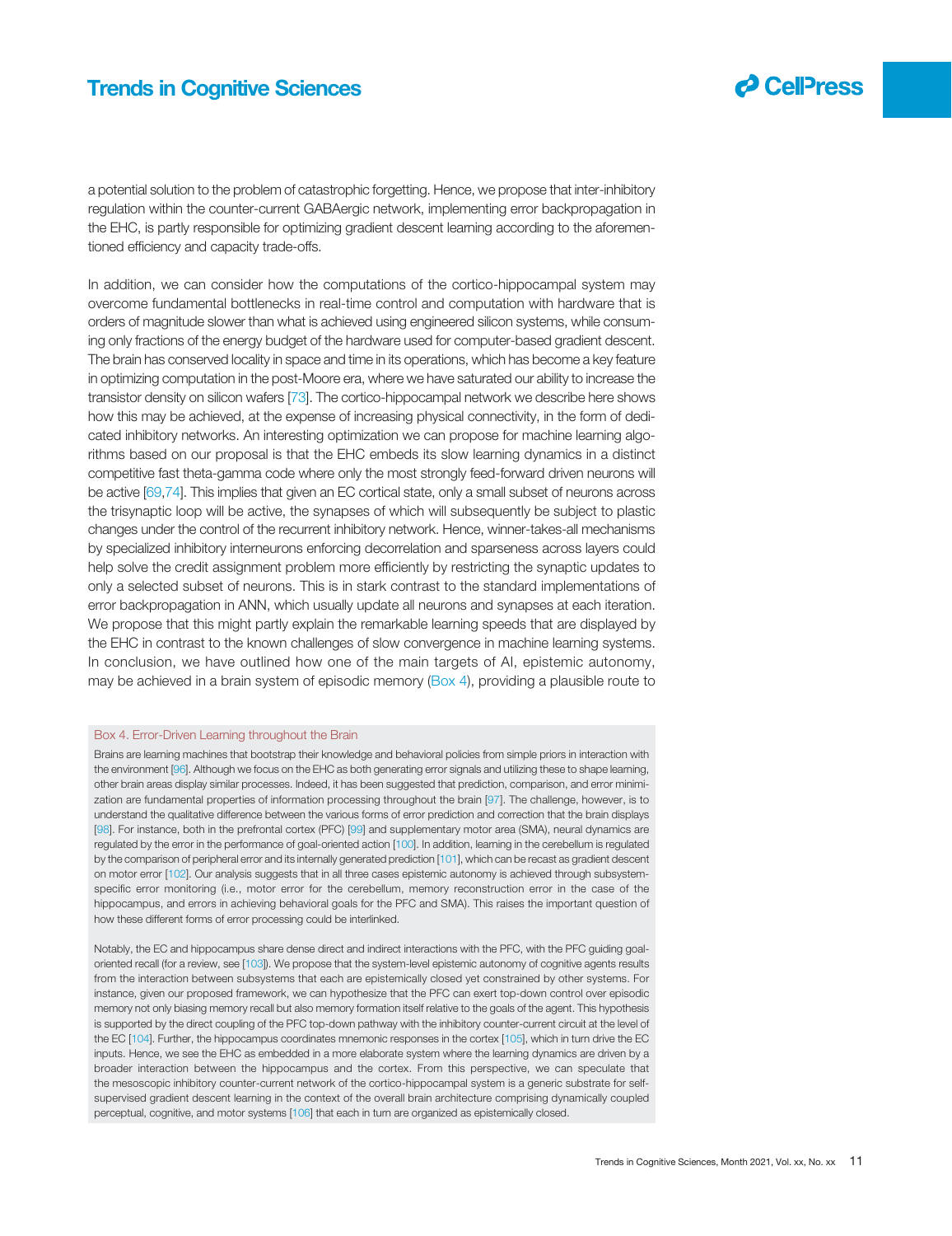a potential solution to the problem of catastrophic forgetting. Hence, we propose that inter-inhibitory regulation within the counter-current GABAergic network, implementing error backpropagation in the EHC, is partly responsible for optimizing gradient descent learning according to the aforementioned efficiency and capacity trade-offs.

In addition, we can consider how the computations of the cortico-hippocampal system may overcome fundamental bottlenecks in real-time control and computation with hardware that is orders of magnitude slower than what is achieved using engineered silicon systems, while consuming only fractions of the energy budget of the hardware used for computer-based gradient descent. The brain has conserved locality in space and time in its operations, which has become a key feature in optimizing computation in the post-Moore era, where we have saturated our ability to increase the transistor density on silicon wafers [73]. The cortico-hippocampal network we describe here shows how this may be achieved, at the expense of increasing physical connectivity, in the form of dedicated inhibitory networks. An interesting optimization we can propose for machine learning algorithms based on our proposal is that the EHC embeds its slow learning dynamics in a distinct competitive fast theta-gamma code where only the most strongly feed-forward driven neurons will be active [69,74]. This implies that given an EC cortical state, only a small subset of neurons across the trisynaptic loop will be active, the synapses of which will subsequently be subject to plastic changes under the control of the recurrent inhibitory network. Hence, winner-takes-all mechanisms by specialized inhibitory interneurons enforcing decorrelation and sparseness across layers could help solve the credit assignment problem more efficiently by restricting the synaptic updates to only a selected subset of neurons. This is in stark contrast to the standard implementations of error backpropagation in ANN, which usually update all neurons and synapses at each iteration. We propose that this might partly explain the remarkable learning speeds that are displayed by the EHC in contrast to the known challenges of slow convergence in machine learning systems. In conclusion, we have outlined how one of the main targets of AI, epistemic autonomy, may be achieved in a brain system of episodic memory (Box 4), providing a plausible route to

### Box 4. Error-Driven Learning throughout the Brain

Brains are learning machines that bootstrap their knowledge and behavioral policies from simple priors in interaction with the environment [96]. Although we focus on the EHC as both generating error signals and utilizing these to shape learning, other brain areas display similar processes. Indeed, it has been suggested that prediction, comparison, and error minimization are fundamental properties of information processing throughout the brain [97]. The challenge, however, is to understand the qualitative difference between the various forms of error prediction and correction that the brain displays [98]. For instance, both in the prefrontal cortex (PFC) [99] and supplementary motor area (SMA), neural dynamics are regulated by the error in the performance of goal-oriented action [100]. In addition, learning in the cerebellum is regulated by the comparison of peripheral error and its internally generated prediction [101], which can be recast as gradient descent on motor error [102]. Our analysis suggests that in all three cases epistemic autonomy is achieved through subsystem-specific error monitoring (i.e., motor error for the cerebellum, memory reconstruction error in the case of the hippocampus, and errors in achieving behavioral goals for the PFC and SMA). This raises the important question of how these different forms of error processing could be interlinked.

Notably, the EC and hippocampus share dense direct and indirect interactions with the PFC, with the PFC guiding goal-oriented recall (for a review, see [103]). We propose that the system-level epistemic autonomy of cognitive agents results from the interaction between subsystems that each are epistemically closed yet constrained by other systems. For instance, given our proposed framework, we can hypothesize that the PFC can exert top-down control over episodic memory not only biasing memory recall but also memory formation itself relative to the goals of the agent. This hypothesis is supported by the direct coupling of the PFC top-down pathway with the inhibitory counter-current circuit at the level of the EC [104]. Further, the hippocampus coordinates mnemonic responses in the cortex [105], which in turn drive the EC inputs. Hence, we see the EHC as embedded in a more elaborate system where the learning dynamics are driven by a broader interaction between the hippocampus and the cortex. From this perspective, we can speculate that the mesoscopic inhibitory counter-current network of the cortico-hippocampal system is a generic substrate for self-supervised gradient descent learning in the context of the overall brain architecture comprising dynamically coupled perceptual, cognitive, and motor systems [106] that each in turn are organized as epistemically closed.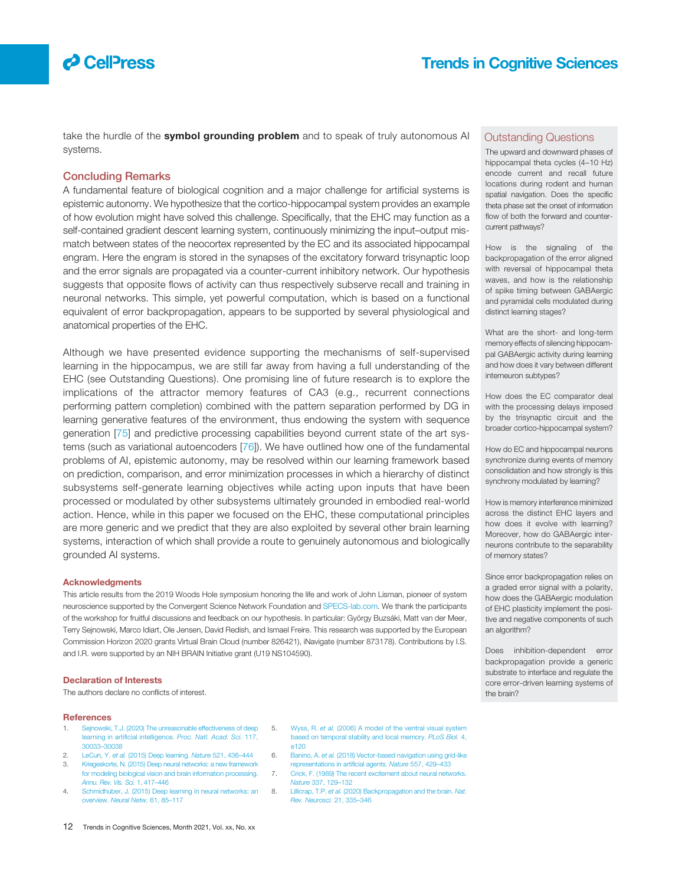take the hurdle of the **symbol grounding problem** and to speak of truly autonomous AI systems.

## Concluding Remarks

A fundamental feature of biological cognition and a major challenge for artificial systems is epistemic autonomy. We hypothesize that the cortico-hippocampal system provides an example of how evolution might have solved this challenge. Specifically, that the EHC may function as a self-contained gradient descent learning system, continuously minimizing the input–output mismatch between states of the neocortex represented by the EC and its associated hippocampal engram. Here the engram is stored in the synapses of the excitatory forward trisynaptic loop and the error signals are propagated via a counter-current inhibitory network. Our hypothesis suggests that opposite flows of activity can thus respectively subserve recall and training in neuronal networks. This simple, yet powerful computation, which is based on a functional equivalent of error backpropagation, appears to be supported by several physiological and anatomical properties of the EHC.

Although we have presented evidence supporting the mechanisms of self-supervised learning in the hippocampus, we are still far away from having a full understanding of the EHC (see Outstanding Questions). One promising line of future research is to explore the implications of the attractor memory features of CA3 (e.g., recurrent connections performing pattern completion) combined with the pattern separation performed by DG in learning generative features of the environment, thus endowing the system with sequence generation [75] and predictive processing capabilities beyond current state of the art systems (such as variational autoencoders [76]). We have outlined how one of the fundamental problems of AI, epistemic autonomy, may be resolved within our learning framework based on prediction, comparison, and error minimization processes in which a hierarchy of distinct subsystems self-generate learning objectives while acting upon inputs that have been processed or modulated by other subsystems ultimately grounded in embodied real-world action. Hence, while in this paper we focused on the EHC, these computational principles are more generic and we predict that they are also exploited by several other brain learning systems, interaction of which shall provide a route to genuinely autonomous and biologically grounded AI systems.

## Outstanding Questions

The upward and downward phases of hippocampal theta cycles (4–10 Hz) encode current and recall future locations during rodent and human spatial navigation. Does the specific theta phase set the onset of information flow of both the forward and counter-current pathways?

How is the signaling of the backpropagation of the error aligned with reversal of hippocampal theta waves, and how is the relationship of spike timing between GABAergic and pyramidal cells modulated during distinct learning stages?

What are the short- and long-term memory effects of silencing hippocampal GABAergic activity during learning and how does it vary between different interneuron subtypes?

How does the EC comparator deal with the processing delays imposed by the trisynaptic circuit and the broader cortico-hippocampal system?

How do EC and hippocampal neurons synchronize during events of memory consolidation and how strongly is this synchrony modulated by learning?

How is memory interference minimized across the distinct EHC layers and how does it evolve with learning? Moreover, how do GABAergic interneurons contribute to the separability of memory states?

Since error backpropagation relies on a graded error signal with a polarity, how does the GABAergic modulation of EHC plasticity implement the positive and negative components of such an algorithm?

Does inhibition-dependent error backpropagation provide a generic substrate to interface and regulate the core error-driven learning systems of the brain?

### Acknowledgments

This article results from the 2019 Woods Hole symposium honoring the life and work of John Lisman, pioneer of system neuroscience supported by the Convergent Science Network Foundation and SPECS-lab.com. We thank the participants of the workshop for fruitful discussions and feedback on our hypothesis. In particular: György Buzsáki, Matt van der Meer, Terry Sejnowski, Marco Idiart, Ole Jensen, David Redish, and Ismael Freire. This research was supported by the European Commission Horizon 2020 grants Virtual Brain Cloud (number 826421), iNavigate (number 873178). Contributions by I.S. and I.R. were supported by an NIH BRAIN Initiative grant (U19 NS104590).

### Declaration of Interests

The authors declare no conflicts of interest.

### References

1. Sejnowski, T.J. (2020) The unreasonable effectiveness of deep learning in artificial intelligence. *Proc. Natl. Acad. Sci.* 117, 30033–30038
2. LeCun, Y. *et al.* (2015) Deep learning. *Nature* 521, 436–444
3. Kriegeskorte, N. (2015) Deep neural networks: a new framework for modeling biological vision and brain information processing. *Annu. Rev. Vis. Sci.* 1, 417–446
4. Schmidhuber, J. (2015) Deep learning in neural networks: an overview. *Neural Netw.* 61, 85–117
5. Wyss, R. *et al.* (2006) A model of the ventral visual system based on temporal stability and local memory. *PLoS Biol.* 4, e120
6. Banino, A. *et al.* (2018) Vector-based navigation using grid-like representations in artificial agents. *Nature* 557, 429–433
7. Crick, F. (1989) The recent excitement about neural networks. *Nature* 337, 129–132
8. Lillicrap, T.P. *et al.* (2020) Backpropagation and the brain. *Nat. Rev. Neurosci.* 21, 335–346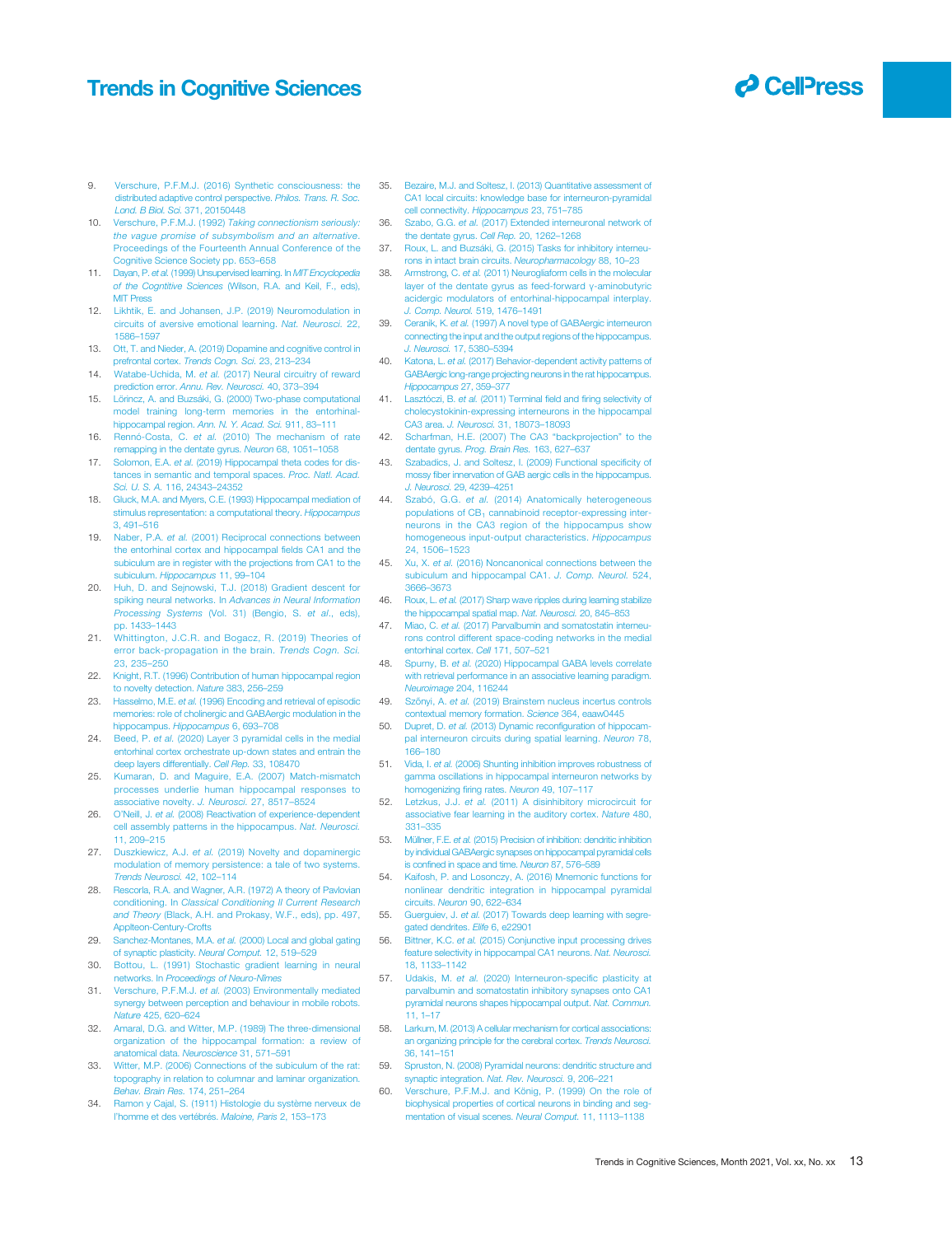9. Verschure, P.F.M.J. (2016) Synthetic consciousness: the distributed adaptive control perspective. *Philos. Trans. R. Soc. Lond. B Biol. Sci.* 371, 20150448
10. Verschure, P.F.M.J. (1992) *Taking connectionism seriously: the vague promise of subsymbolism and an alternative*. Proceedings of the Fourteenth Annual Conference of the Cognitive Science Society pp. 653–658
11. Dayan, P. *et al.* (1999) Unsupervised learning. In *MIT Encyclopedia of the Cogntitive Sciences* (Wilson, R.A. and Keil, F., eds), MIT Press
12. Likhtik, E. and Johansen, J.P. (2019) Neuromodulation in circuits of aversive emotional learning. *Nat. Neurosci.* 22, 1586–1597
13. Ott, T. and Nieder, A. (2019) Dopamine and cognitive control in prefrontal cortex. *Trends Cogn. Sci.* 23, 213–234
14. Watabe-Uchida, M. *et al.* (2017) Neural circuitry of reward prediction error. *Annu. Rev. Neurosci.* 40, 373–394
15. Lőrincz, A. and Buzsáki, G. (2000) Two-phase computational model training long-term memories in the entorhinal-hippocampal region. *Ann. N. Y. Acad. Sci.* 911, 83–111
16. Rennó-Costa, C. *et al.* (2010) The mechanism of rate remapping in the dentate gyrus. *Neuron* 68, 1051–1058
17. Solomon, E.A. *et al.* (2019) Hippocampal theta codes for distances in semantic and temporal spaces. *Proc. Natl. Acad. Sci. U. S. A.* 116, 24343–24352
18. Gluck, M.A. and Myers, C.E. (1993) Hippocampal mediation of stimulus representation: a computational theory. *Hippocampus* 3, 491–516
19. Naber, P.A. *et al.* (2001) Reciprocal connections between the entorhinal cortex and hippocampal fields CA1 and the subiculum are in register with the projections from CA1 to the subiculum. *Hippocampus* 11, 99–104
20. Huh, D. and Sejnowski, T.J. (2018) Gradient descent for spiking neural networks. In *Advances in Neural Information Processing Systems* (Vol. 31) (Bengio, S. *et al.*, eds), pp. 1433–1443
21. Whittington, J.C.R. and Bogacz, R. (2019) Theories of error back-propagation in the brain. *Trends Cogn. Sci.* 23, 235–250
22. Knight, R.T. (1996) Contribution of human hippocampal region to novelty detection. *Nature* 383, 256–259
23. Hasselmo, M.E. *et al.* (1996) Encoding and retrieval of episodic memories: role of cholinergic and GABAergic modulation in the hippocampus. *Hippocampus* 6, 693–708
24. Beed, P. *et al.* (2020) Layer 3 pyramidal cells in the medial entorhinal cortex orchestrate up-down states and entrain the deep layers differentially. *Cell Rep.* 33, 108470
25. Kumaran, D. and Maguire, E.A. (2007) Match-mismatch processes underlie human hippocampal responses to associative novelty. *J. Neurosci.* 27, 8517–8524
26. O'Neill, J. *et al.* (2008) Reactivation of experience-dependent cell assembly patterns in the hippocampus. *Nat. Neurosci.* 11, 209–215
27. Duszkiewicz, A.J. *et al.* (2019) Novelty and dopaminergic modulation of memory persistence: a tale of two systems. *Trends Neurosci.* 42, 102–114
28. Rescorla, R.A. and Wagner, A.R. (1972) A theory of Pavlovian conditioning. In *Classical Conditioning II Current Research and Theory* (Black, A.H. and Prokasy, W.F., eds), pp. 497, Applteon-Century-Crofts
29. Sanchez-Montanes, M.A. *et al.* (2000) Local and global gating of synaptic plasticity. *Neural Comput.* 12, 519–529
30. Bottou, L. (1991) Stochastic gradient learning in neural networks. In *Proceedings of Neuro-Nimes*
31. Verschure, P.F.M.J. *et al.* (2003) Environmentally mediated synergy between perception and behaviour in mobile robots. *Nature* 425, 620–624
32. Amaral, D.G. and Witter, M.P. (1989) The three-dimensional organization of the hippocampal formation: a review of anatomical data. *Neuroscience* 31, 571–591
33. Witter, M.P. (2006) Connections of the subiculum of the rat: topography in relation to columnar and laminar organization. *Behav. Brain Res.* 174, 251–264
34. Ramon y Cajal, S. (1911) Histologie du système nerveux de l'homme et des vertébrés. *Maloine, Paris* 2, 153–173
35. Bezaire, M.J. and Soltesz, I. (2013) Quantitative assessment of CA1 local circuits: knowledge base for interneuron-pyramidal cell connectivity. *Hippocampus* 23, 751–785
36. Szabo, G.G. *et al.* (2017) Extended interneuronal network of the dentate gyrus. *Cell Rep.* 20, 1262–1268
37. Roux, L. and Buzsáki, G. (2015) Tasks for inhibitory interneurons in intact brain circuits. *Neuropharmacology* 88, 10–23
38. Armstrong, C. *et al.* (2011) Neurogliaform cells in the molecular layer of the dentate gyrus as feed-forward γ-aminobutyric acidergic modulators of entorhinal-hippocampal interplay. *J. Comp. Neurol.* 519, 1476–1491
39. Ceranik, K. *et al.* (1997) A novel type of GABAergic interneuron connecting the input and the output regions of the hippocampus. *J. Neurosci.* 17, 5380–5394
40. Katona, L. *et al.* (2017) Behavior-dependent activity patterns of GABAergic long-range projecting neurons in the rat hippocampus. *Hippocampus* 27, 359–377
41. Lasztóczi, B. *et al.* (2011) Terminal field and firing selectivity of cholecystokinin-expressing interneurons in the hippocampal CA3 area. *J. Neurosci.* 31, 18073–18093
42. Scharfman, H.E. (2007) The CA3 "backprojection" to the dentate gyrus. *Prog. Brain Res.* 163, 627–637
43. Szabadics, J. and Soltesz, I. (2009) Functional specificity of mossy fiber innervation of GAB aergic cells in the hippocampus. *J. Neurosci.* 29, 4239–4251
44. Szabó, G.G. *et al.* (2014) Anatomically heterogeneous populations of $CB_1$ cannabinoid receptor-expressing interneurons in the CA3 region of the hippocampus show homogeneous input-output characteristics. *Hippocampus* 24, 1506–1523
45. Xu, X. *et al.* (2016) Noncanonical connections between the subiculum and hippocampal CA1. *J. Comp. Neurol.* 524, 3666–3673
46. Roux, L. *et al.* (2017) Sharp wave ripples during learning stabilize the hippocampal spatial map. *Nat. Neurosci.* 20, 845–853
47. Miao, C. *et al.* (2017) Parvalbumin and somatostatin interneurons control different space-coding networks in the medial entorhinal cortex. *Cell* 171, 507–521
48. Spurny, B. *et al.* (2020) Hippocampal GABA levels correlate with retrieval performance in an associative learning paradigm. *Neuroimage* 204, 116244
49. Szőnyi, A. *et al.* (2019) Brainstem nucleus incertus controls contextual memory formation. *Science* 364, eaaw0445
50. Dupret, D. *et al.* (2013) Dynamic reconfiguration of hippocampal interneuron circuits during spatial learning. *Neuron* 78, 166–180
51. Vida, I. *et al.* (2006) Shunting inhibition improves robustness of gamma oscillations in hippocampal interneuron networks by homogenizing firing rates. *Neuron* 49, 107–117
52. Letzkus, J.J. *et al.* (2011) A disinhibitory microcircuit for associative fear learning in the auditory cortex. *Nature* 480, 331–335
53. Müllner, F.E. *et al.* (2015) Precision of inhibition: dendritic inhibition by individual GABAergic synapses on hippocampal pyramidal cells is confined in space and time. *Neuron* 87, 576–589
54. Kaifosh, P. and Losonczy, A. (2016) Mnemonic functions for nonlinear dendritic integration in hippocampal pyramidal circuits. *Neuron* 90, 622–634
55. Guerguiev, J. *et al.* (2017) Towards deep learning with segregated dendrites. *Elife* 6, e22901
56. Bittner, K.C. *et al.* (2015) Conjunctive input processing drives feature selectivity in hippocampal CA1 neurons. *Nat. Neurosci.* 18, 1133–1142
57. Udakis, M. *et al.* (2020) Interneuron-specific plasticity at parvalbumin and somatostatin inhibitory synapses onto CA1 pyramidal neurons shapes hippocampal output. *Nat. Commun.* 11, 1–17
58. Larkum, M. (2013) A cellular mechanism for cortical associations: an organizing principle for the cerebral cortex. *Trends Neurosci.* 36, 141–151
59. Spruston, N. (2008) Pyramidal neurons: dendritic structure and synaptic integration. *Nat. Rev. Neurosci.* 9, 206–221
60. Verschure, P.F.M.J. and König, P. (1999) On the role of biophysical properties of cortical neurons in binding and segmentation of visual scenes. *Neural Comput.* 11, 1113–1138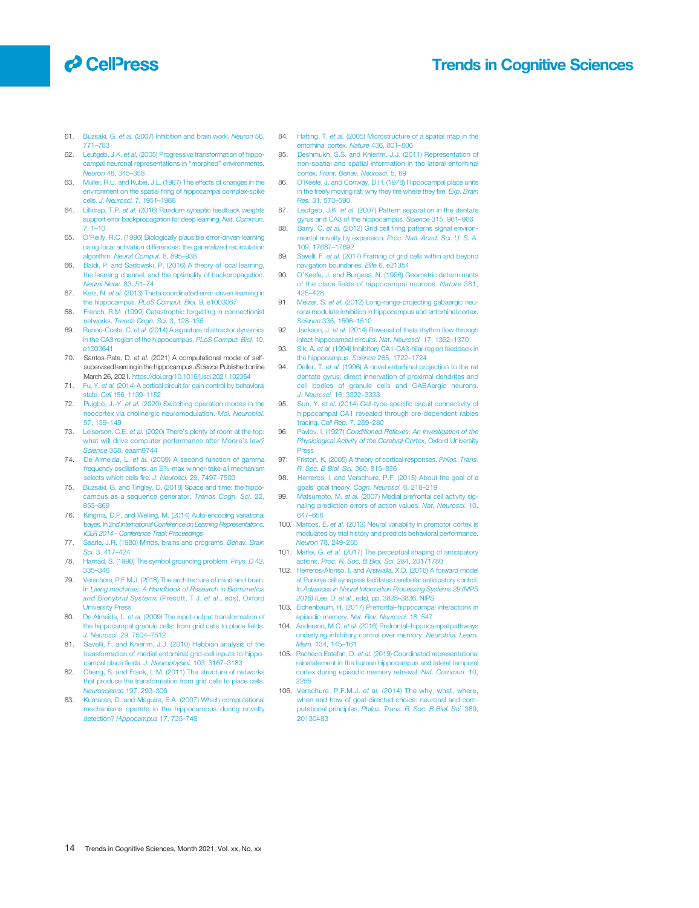61. Buzsáki, G. *et al.* (2007) Inhibition and brain work. *Neuron* 56, 771–783
62. Leutgeb, J.K. *et al.* (2005) Progressive transformation of hippocampal neuronal representations in "morphed" environments. *Neuron* 48, 345–358
63. Muller, R.U. and Kubie, J.L. (1987) The effects of changes in the environment on the spatial firing of hippocampal complex-spike cells. *J. Neurosci.* 7, 1951–1968
64. Lillicrap, T.P. *et al.* (2016) Random synaptic feedback weights support error backpropagation for deep learning. *Nat. Commun.* 7, 1–10
65. O'Reilly, R.C. (1996) Biologically plausible error-driven learning using local activation differences: the generalized recirculation algorithm. *Neural Comput.* 8, 895–938
66. Baldi, P. and Sadowski, P. (2016) A theory of local learning, the learning channel, and the optimality of backpropagation. *Neural Netw.* 83, 51–74
67. Ketz, N. *et al.* (2013) Theta coordinated error-driven learning in the hippocampus. *PLoS Comput. Biol.* 9, e1003067
68. French, R.M. (1999) Catastrophic forgetting in connectionist networks. *Trends Cogn. Sci.* 3, 128–135
69. Rennó-Costa, C. *et al.* (2014) A signature of attractor dynamics in the CA3 region of the hippocampus. *PLoS Comput. Biol.* 10, e1003641
70. Santos-Pata, D. *et al.* (2021) A computational model of self-supervised learning in the hippocampus. *iScience* Published online March 26, 2021. https://doi.org/10.1016/j.isci.2021.102364
71. Fu, Y. *et al.* (2014) A cortical circuit for gain control by behavioral state. *Cell* 156, 1139–1152
72. Puigbò, J.-Y. *et al.* (2020) Switching operation modes in the neocortex via cholinergic neuromodulation. *Mol. Neurobiol.* 57, 139–149
73. Leiserson, C.E. *et al.* (2020) There's plenty of room at the top: what will drive computer performance after Moore's law? *Science* 368, eaam9744
74. De Almeida, L. *et al.* (2009) A second function of gamma frequency oscillations: an E%-max winner-take-all mechanism selects which cells fire. *J. Neurosci.* 29, 7497–7503
75. Buzsáki, G. and Tingley, D. (2018) Space and time: the hippocampus as a sequence generator. *Trends Cogn. Sci.* 22, 853–869
76. Kingma, D.P. and Welling, M. (2014) Auto-encoding variational bayes. In *2nd International Conference on Learning Representations, ICLR 2014 - Conference Track Proceedings*
77. Searle, J.R. (1980) Minds, brains and programs. *Behav. Brain Sci.* 3, 417–424
78. Harnad, S. (1990) The symbol grounding problem. *Phys. D* 42, 335–346
79. Verschure, P.F.M.J. (2018) The architecture of mind and brain. In *Living machines: A Handbook of Research in Biomimetics and Biohybrid Systems* (Prescott, T.J. *et al.*, eds), Oxford University Press
80. De Almeida, L. *et al.* (2009) The input-output transformation of the hippocampal granule cells: from grid cells to place fields. *J. Neurosci.* 29, 7504–7512
81. Savelli, F. and Knierim, J.J. (2010) Hebbian analysis of the transformation of medial entorhinal grid-cell inputs to hippocampal place fields. *J. Neurophysiol.* 103, 3167–3183
82. Cheng, S. and Frank, L.M. (2011) The structure of networks that produce the transformation from grid cells to place cells. *Neuroscience* 197, 293–306
83. Kumaran, D. and Maguire, E.A. (2007) Which computational mechanisms operate in the hippocampus during novelty detection? *Hippocampus* 17, 735–748
84. Hafting, T. *et al.* (2005) Microstructure of a spatial map in the entorhinal cortex. *Nature* 436, 801–806
85. Deshmukh, S.S. and Knierim, J.J. (2011) Representation of non-spatial and spatial information in the lateral entorhinal cortex. *Front. Behav. Neurosci.* 5, 69
86. O'Keefe, J. and Conway, D.H. (1978) Hippocampal place units in the freely moving rat: why they fire where they fire. *Exp. Brain Res.* 31, 573–590
87. Leutgeb, J.K. *et al.* (2007) Pattern separation in the dentate gyrus and CA3 of the hippocampus. *Science* 315, 961–966
88. Barry, C. *et al.* (2012) Grid cell firing patterns signal environmental novelty by expansion. *Proc. Natl. Acad. Sci. U. S. A.* 109, 17687–17692
89. Savelli, F. *et al.* (2017) Framing of grid cells within and beyond navigation boundaries. *Elife* 6, e21354
90. O'Keefe, J. and Burgess, N. (1996) Geometric determinants of the place fields of hippocampal neurons. *Nature* 381, 425–428
91. Melzer, S. *et al.* (2012) Long-range-projecting gabaergic neurons modulate inhibition in hippocampus and entorhinal cortex. *Science* 335, 1506–1510
92. Jackson, J. *et al.* (2014) Reversal of theta rhythm flow through intact hippocampal circuits. *Nat. Neurosci.* 17, 1362–1370
93. Sik, A. *et al.* (1994) Inhibitory CA1-CA3-hilar region feedback in the hippocampus. *Science* 265, 1722–1724
94. Deller, T. *et al.* (1996) A novel entorhinal projection to the rat dentate gyrus: direct innervation of proximal dendrites and cell bodies of granule cells and GABAergic neurons. *J. Neurosci.* 16, 3322–3333
95. Sun, Y. *et al.* (2014) Cell-type-specific circuit connectivity of hippocampal CA1 revealed through cre-dependent rabies tracing. *Cell Rep.* 7, 269–280
96. Pavlov, I. (1927) *Conditioned Reflexes: An Investigation of the Physiological Activity of the Cerebral Cortex*, Oxford University Press
97. Friston, K. (2005) A theory of cortical responses. *Philos. Trans. R. Soc. B Biol. Sci.* 360, 815–836
98. Herreros, I. and Verschure, P.F. (2015) About the goal of a goals' goal theory. *Cogn. Neurosci.* 6, 218–219
99. Matsumoto, M. *et al.* (2007) Medial prefrontal cell activity signaling prediction errors of action values. *Nat. Neurosci.* 10, 647–656
100. Marcos, E. *et al.* (2013) Neural variability in premotor cortex is modulated by trial history and predicts behavioral performance. *Neuron* 78, 249–255
101. Maffei, G. *et al.* (2017) The perceptual shaping of anticipatory actions. *Proc. R. Soc. B Biol. Sci.* 284, 20171780
102. Herreros-Alonso, I. and Arsiwalla, X.D. (2016) A forward model at Purkinje cell synapses facilitates cerebellar anticipatory control. In *Advances in Neural Information Processing Systems 29 (NIPS 2016)* (Lee, D. *et al.*, eds), pp. 3828–3836, NIPS
103. Eichenbaum, H. (2017) Prefrontal–hippocampal interactions in episodic memory. *Nat. Rev. Neurosci.* 18, 547
104. Anderson, M.C. *et al.* (2016) Prefrontal–hippocampal pathways underlying inhibitory control over memory. *Neurobiol. Learn. Mem.* 134, 145–161
105. Pacheco Estefan, D. *et al.* (2019) Coordinated representational reinstatement in the human hippocampus and lateral temporal cortex during episodic memory retrieval. *Nat. Commun.* 10, 2255
106. Verschure, P.F.M.J. *et al.* (2014) The why, what, where, when and how of goal-directed choice: neuronal and computational principles. *Philos. Trans. R. Soc. B Biol. Sci.* 369, 20130483